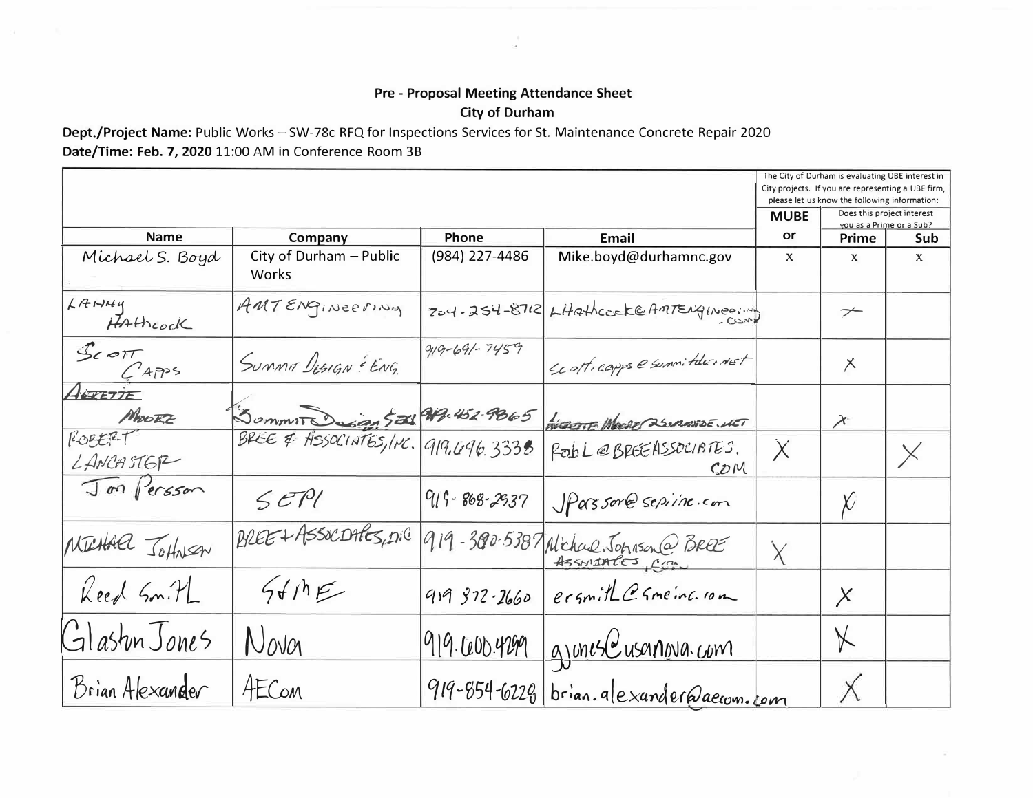**Pre - Proposal Meeting Attendance Sheet**

**City of Durham**

**Dept./Project Name:** Public Works – SW-78c RFQ for Inspections Services for St. Maintenance Concrete Repair 2020

**Date/Time: Feb. 7, 2020** 11:00 AM in Conference Room 3B

| | | | | The City of Durham is evaluating UBE interest in City projects. If you are representing a UBE firm, please let us know the following information: | | |
|---|---|---|---|---|---|---|
| | | | | MUBE | Does this project interest you as a Prime or a Sub? | |
| **Name** | **Company** | **Phone** | **Email** | **or** | **Prime** | **Sub** |
| Michael S. Boyd | City of Durham – Public Works | (984) 227-4486 | Mike.boyd@durhamnc.gov | x | x | x |
| Lanny Hathcock | AMT Engineering | 704-254-8712 | LHathcock@AMTEngineering.com | | x | |
| Scott Capps | Summit Design & Eng. | 919-691-7459 | scott.capps@summitde.net | | x | |
| Annette Moore | Summit Design & Eng. | 919-452-9865 | annette.moore@summitde.net | | x | |
| Robert Lancaster | BREE & Associates, Inc. | 919.696.3338 | RobL@BREEASSOCIATES.COM | X | | X |
| Jon Persson | SEPI | 919-868-2937 | JPersson@sepiinc.com | | X | |
| Michael Johnson | BREE + Associates, Inc | 919-380-5387 | Michael.Johnson@BREEAssociates.com | X | | |
| Reed Smith | S&ME | 919 872-2660 | ersmith@smeinc.com | | X | |
| Glaston Jones | Nova | 919.600.4299 | gjones@usanova.com | | X | |
| Brian Alexander | AECom | 919-854-6228 | brian.alexander@aecom.com | | X | |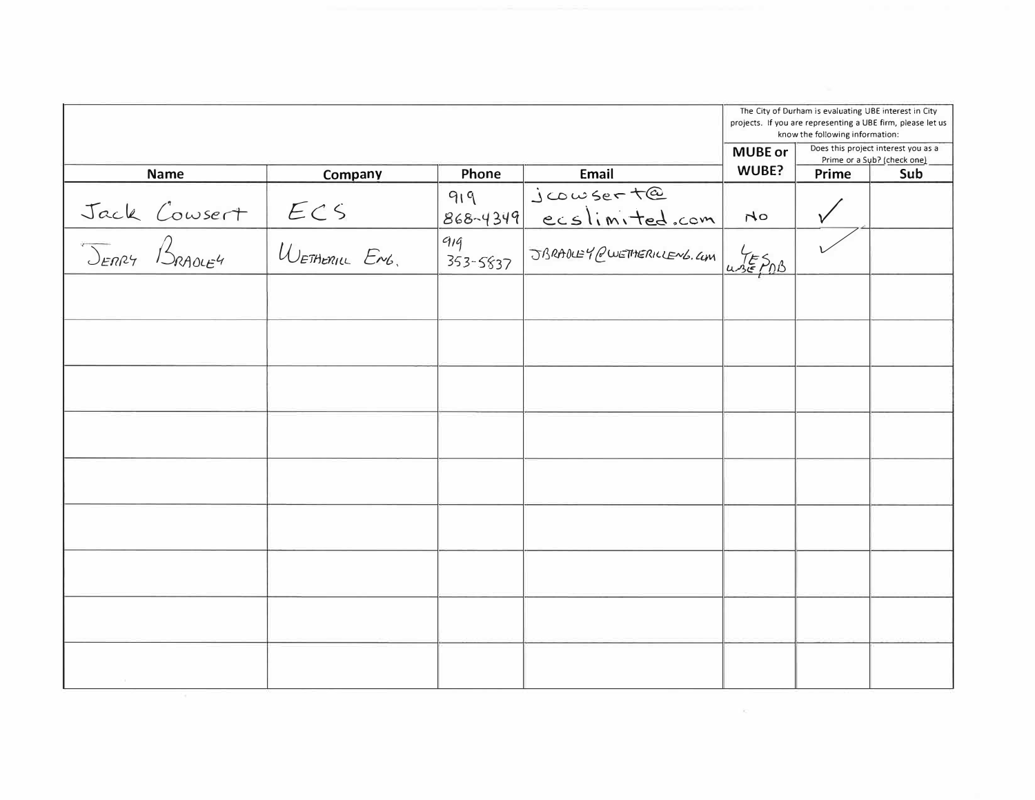| | | | | The City of Durham is evaluating UBE interest in City projects. If you are representing a UBE firm, please let us know the following information: | | |
|---|---|---|---|---|---|---|
| | | | | MUBE or WUBE? | Does this project interest you as a Prime or a Sub? (check one) | |
| Name | Company | Phone | Email | | Prime | Sub |
| Jack Cowsert | ECS | 919 868-4349 | jcowsert@ecslimited.com | No | ✓ | |
| JERRY BRADLEY | WETHERILL ENG. | 919 353-5837 | JBRADLEY@WETHERILLENG.COM | YES WBE / DBE | ✓ | |
| | | | | | | |
| | | | | | | |
| | | | | | | |
| | | | | | | |
| | | | | | | |
| | | | | | | |
| | | | | | | |
| | | | | | | |
| | | | | | | |